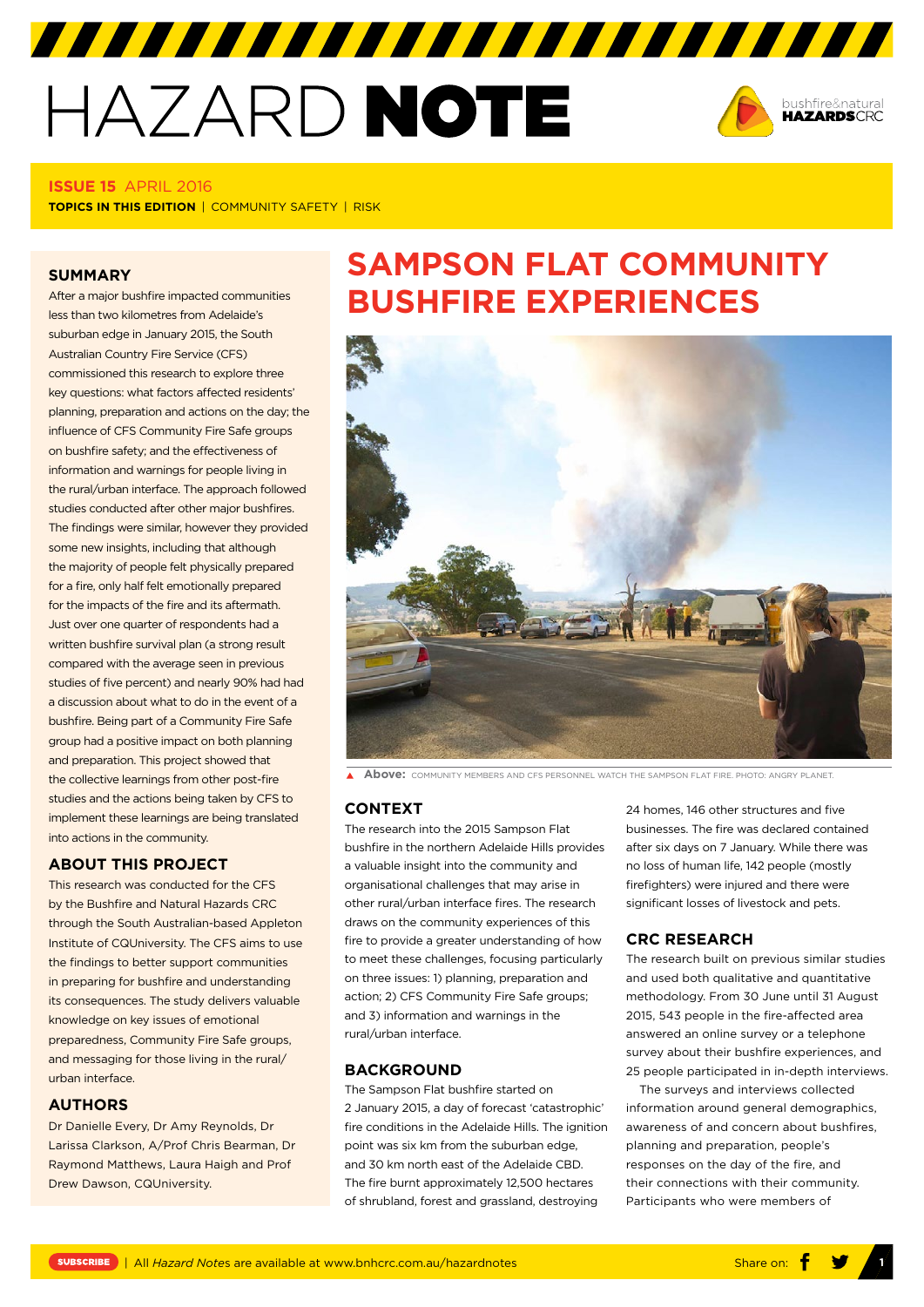# HAZARD NOTE

**ISSUE 15** APRIL 2016

**TOPICS IN THIS EDITION** | COMMUNITY SAFETY | RISK

## SUMMARY

After a major bushfire impacted communities less than two kilometres from Adelaide's suburban edge in January 2015, the South Australian Country Fire Service (CFS) commissioned this research to explore three key questions: what factors affected residents' planning, preparation and actions on the day; the influence of CFS Community Fire Safe groups on bushfire safety; and the effectiveness of information and warnings for people living in the rural/urban interface. The approach followed studies conducted after other major bushfires. The findings were similar, however they provided some new insights, including that although the majority of people felt physically prepared for a fire, only half felt emotionally prepared for the impacts of the fire and its aftermath. Just over one quarter of respondents had a written bushfire survival plan (a strong result compared with the average seen in previous studies of five percent) and nearly 90% had had a discussion about what to do in the event of a bushfire. Being part of a Community Fire Safe group had a positive impact on both planning and preparation. This project showed that the collective learnings from other post-fire studies and the actions being taken by CFS to implement these learnings are being translated into actions in the community.

## ABOUT THIS PROJECT

This research was conducted for the CFS by the Bushfire and Natural Hazards CRC through the South Australian-based Appleton Institute of CQUniversity. The CFS aims to use the findings to better support communities in preparing for bushfire and understanding its consequences. The study delivers valuable knowledge on key issues of emotional preparedness, Community Fire Safe groups, and messaging for those living in the rural/urban interface.

## AUTHORS

Dr Danielle Every, Dr Amy Reynolds, Dr Larissa Clarkson, A/Prof Chris Bearman, Dr Raymond Matthews, Laura Haigh and Prof Drew Dawson, CQUniversity.

# SAMPSON FLAT COMMUNITY BUSHFIRE EXPERIENCES

**Above:** COMMUNITY MEMBERS AND CFS PERSONNEL WATCH THE SAMPSON FLAT FIRE. PHOTO: ANGRY PLANET.

## CONTEXT

The research into the 2015 Sampson Flat bushfire in the northern Adelaide Hills provides a valuable insight into the community and organisational challenges that may arise in other rural/urban interface fires. The research draws on the community experiences of this fire to provide a greater understanding of how to meet these challenges, focusing particularly on three issues: 1) planning, preparation and action; 2) CFS Community Fire Safe groups; and 3) information and warnings in the rural/urban interface.

## BACKGROUND

The Sampson Flat bushfire started on 2 January 2015, a day of forecast 'catastrophic' fire conditions in the Adelaide Hills. The ignition point was six km from the suburban edge, and 30 km north east of the Adelaide CBD. The fire burnt approximately 12,500 hectares of shrubland, forest and grassland, destroying 24 homes, 146 other structures and five businesses. The fire was declared contained after six days on 7 January. While there was no loss of human life, 142 people (mostly firefighters) were injured and there were significant losses of livestock and pets.

## CRC RESEARCH

The research built on previous similar studies and used both qualitative and quantitative methodology. From 30 June until 31 August 2015, 543 people in the fire-affected area answered an online survey or a telephone survey about their bushfire experiences, and 25 people participated in in-depth interviews.

The surveys and interviews collected information around general demographics, awareness of and concern about bushfires, planning and preparation, people's responses on the day of the fire, and their connections with their community. Participants who were members of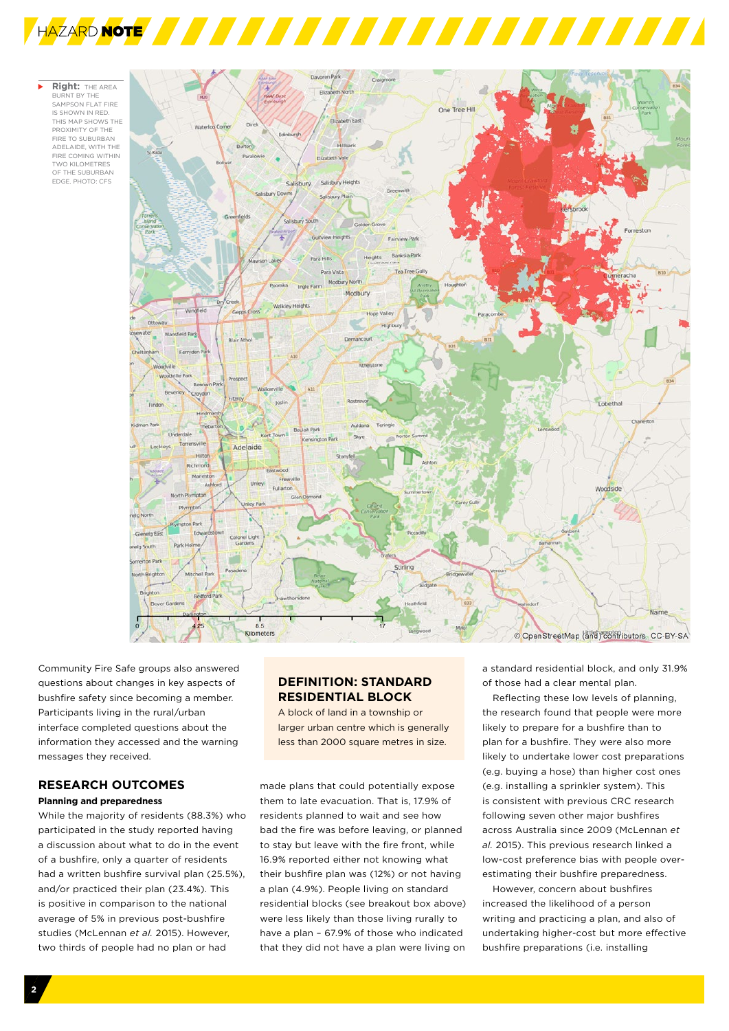**Right:** THE AREA BURNT BY THE SAMPSON FLAT FIRE IS SHOWN IN RED. THIS MAP SHOWS THE PROXIMITY OF THE FIRE TO SUBURBAN ADELAIDE, WITH THE FIRE COMING WITHIN TWO KILOMETRES OF THE SUBURBAN EDGE. PHOTO: CFS

Community Fire Safe groups also answered questions about changes in key aspects of bushfire safety since becoming a member. Participants living in the rural/urban interface completed questions about the information they accessed and the warning messages they received.

## RESEARCH OUTCOMES

**Planning and preparedness**

While the majority of residents (88.3%) who participated in the study reported having a discussion about what to do in the event of a bushfire, only a quarter of residents had a written bushfire survival plan (25.5%), and/or practiced their plan (23.4%). This is positive in comparison to the national average of 5% in previous post-bushfire studies (McLennan *et al.* 2015). However, two thirds of people had no plan or had made plans that could potentially expose them to late evacuation. That is, 17.9% of residents planned to wait and see how bad the fire was before leaving, or planned to stay but leave with the fire front, while 16.9% reported either not knowing what their bushfire plan was (12%) or not having a plan (4.9%). People living on standard residential blocks (see breakout box above) were less likely than those living rurally to have a plan – 67.9% of those who indicated that they did not have a plan were living on a standard residential block, and only 31.9% of those had a clear mental plan.

> **DEFINITION: STANDARD RESIDENTIAL BLOCK**
>
> A block of land in a township or larger urban centre which is generally less than 2000 square metres in size.

Reflecting these low levels of planning, the research found that people were more likely to prepare for a bushfire than to plan for a bushfire. They were also more likely to undertake lower cost preparations (e.g. buying a hose) than higher cost ones (e.g. installing a sprinkler system). This is consistent with previous CRC research following seven other major bushfires across Australia since 2009 (McLennan *et al.* 2015). This previous research linked a low-cost preference bias with people over-estimating their bushfire preparedness.

However, concern about bushfires increased the likelihood of a person writing and practicing a plan, and also of undertaking higher-cost but more effective bushfire preparations (i.e. installing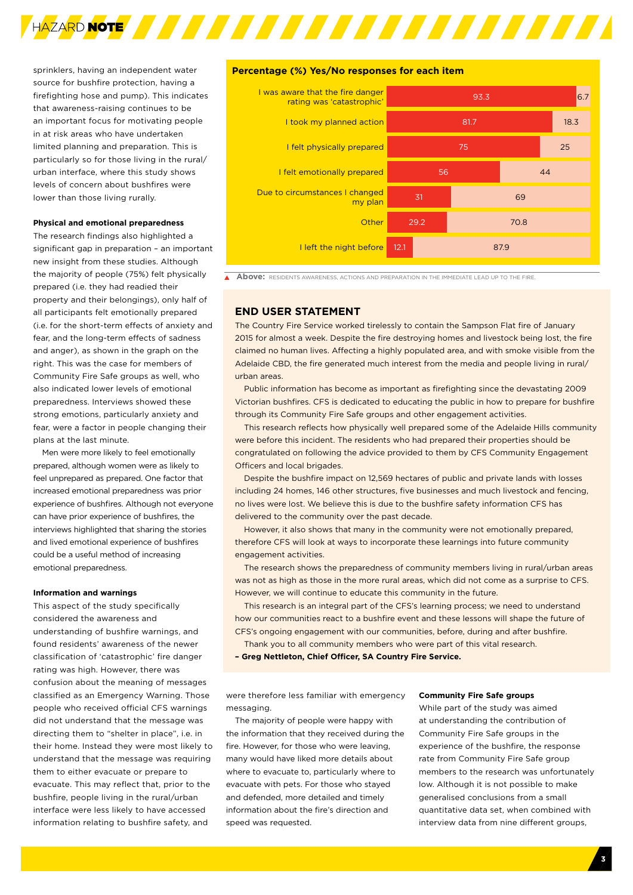sprinklers, having an independent water source for bushfire protection, having a firefighting hose and pump). This indicates that awareness-raising continues to be an important focus for motivating people in at risk areas who have undertaken limited planning and preparation. This is particularly so for those living in the rural/urban interface, where this study shows levels of concern about bushfires were lower than those living rurally.

### Physical and emotional preparedness

The research findings also highlighted a significant gap in preparation – an important new insight from these studies. Although the majority of people (75%) felt physically prepared (i.e. they had readied their property and their belongings), only half of all participants felt emotionally prepared (i.e. for the short-term effects of anxiety and fear, and the long-term effects of sadness and anger), as shown in the graph on the right. This was the case for members of Community Fire Safe groups as well, who also indicated lower levels of emotional preparedness. Interviews showed these strong emotions, particularly anxiety and fear, were a factor in people changing their plans at the last minute.

Men were more likely to feel emotionally prepared, although women were as likely to feel unprepared as prepared. One factor that increased emotional preparedness was prior experience of bushfires. Although not everyone can have prior experience of bushfires, the interviews highlighted that sharing the stories and lived emotional experience of bushfires could be a useful method of increasing emotional preparedness.

### Information and warnings

This aspect of the study specifically considered the awareness and understanding of bushfire warnings, and found residents' awareness of the newer classification of 'catastrophic' fire danger rating was high. However, there was confusion about the meaning of messages classified as an Emergency Warning. Those people who received official CFS warnings did not understand that the message was directing them to "shelter in place", i.e. in their home. Instead they were most likely to understand that the message was requiring them to either evacuate or prepare to evacuate. This may reflect that, prior to the bushfire, people living in the rural/urban interface were less likely to have accessed information relating to bushfire safety, and were therefore less familiar with emergency messaging.

The majority of people were happy with the information that they received during the fire. However, for those who were leaving, many would have liked more details about where to evacuate to, particularly where to evacuate with pets. For those who stayed and defended, more detailed and timely information about the fire's direction and speed was requested.

**Percentage (%) Yes/No responses for each item**

| Item | Yes | No |
|---|---|---|
| I was aware that the fire danger rating was 'catastrophic' | 93.3 | 6.7 |
| I took my planned action | 81.7 | 18.3 |
| I felt physically prepared | 75 | 25 |
| I felt emotionally prepared | 56 | 44 |
| Due to circumstances I changed my plan | 31 | 69 |
| Other | 29.2 | 70.8 |
| I left the night before | 12.1 | 87.9 |

**Above:** RESIDENTS AWARENESS, ACTIONS AND PREPARATION IN THE IMMEDIATE LEAD UP TO THE FIRE.

## END USER STATEMENT

The Country Fire Service worked tirelessly to contain the Sampson Flat fire of January 2015 for almost a week. Despite the fire destroying homes and livestock being lost, the fire claimed no human lives. Affecting a highly populated area, and with smoke visible from the Adelaide CBD, the fire generated much interest from the media and people living in rural/urban areas.

Public information has become as important as firefighting since the devastating 2009 Victorian bushfires. CFS is dedicated to educating the public in how to prepare for bushfire through its Community Fire Safe groups and other engagement activities.

This research reflects how physically well prepared some of the Adelaide Hills community were before this incident. The residents who had prepared their properties should be congratulated on following the advice provided to them by CFS Community Engagement Officers and local brigades.

Despite the bushfire impact on 12,569 hectares of public and private lands with losses including 24 homes, 146 other structures, five businesses and much livestock and fencing, no lives were lost. We believe this is due to the bushfire safety information CFS has delivered to the community over the past decade.

However, it also shows that many in the community were not emotionally prepared, therefore CFS will look at ways to incorporate these learnings into future community engagement activities.

The research shows the preparedness of community members living in rural/urban areas was not as high as those in the more rural areas, which did not come as a surprise to CFS. However, we will continue to educate this community in the future.

This research is an integral part of the CFS's learning process; we need to understand how our communities react to a bushfire event and these lessons will shape the future of CFS's ongoing engagement with our communities, before, during and after bushfire.

Thank you to all community members who were part of this vital research.

**– Greg Nettleton, Chief Officer, SA Country Fire Service.**

### Community Fire Safe groups

While part of the study was aimed at understanding the contribution of Community Fire Safe groups in the experience of the bushfire, the response rate from Community Fire Safe group members to the research was unfortunately low. Although it is not possible to make generalised conclusions from a small quantitative data set, when combined with interview data from nine different groups,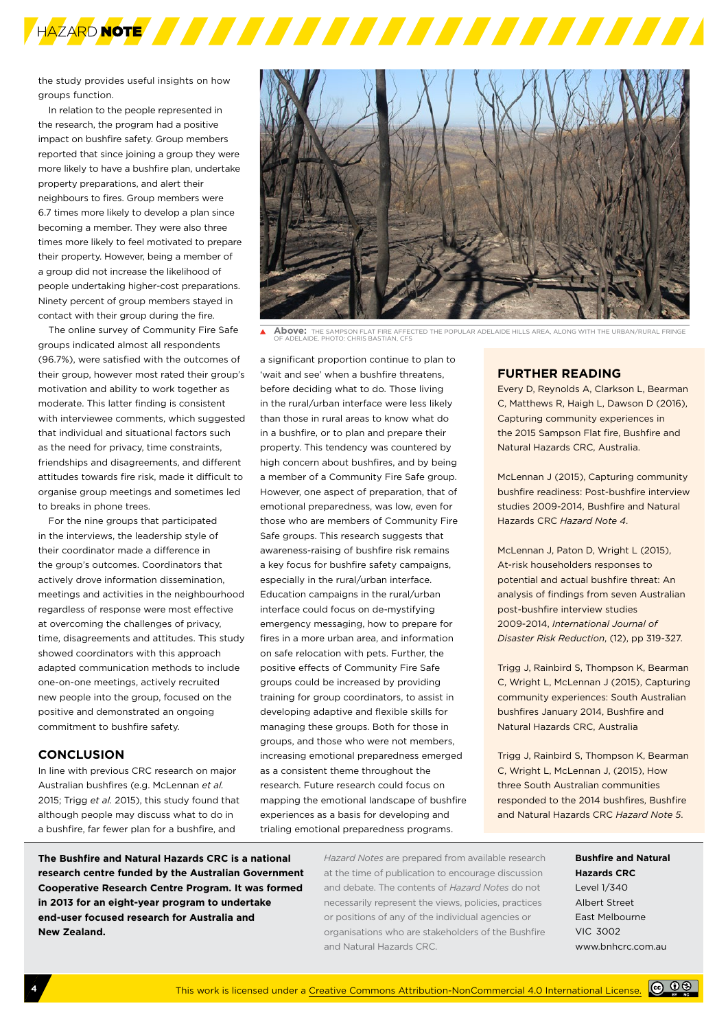the study provides useful insights on how groups function.

In relation to the people represented in the research, the program had a positive impact on bushfire safety. Group members reported that since joining a group they were more likely to have a bushfire plan, undertake property preparations, and alert their neighbours to fires. Group members were 6.7 times more likely to develop a plan since becoming a member. They were also three times more likely to feel motivated to prepare their property. However, being a member of a group did not increase the likelihood of people undertaking higher-cost preparations. Ninety percent of group members stayed in contact with their group during the fire.

The online survey of Community Fire Safe groups indicated almost all respondents (96.7%), were satisfied with the outcomes of their group, however most rated their group's motivation and ability to work together as moderate. This latter finding is consistent with interviewee comments, which suggested that individual and situational factors such as the need for privacy, time constraints, friendships and disagreements, and different attitudes towards fire risk, made it difficult to organise group meetings and sometimes led to breaks in phone trees.

For the nine groups that participated in the interviews, the leadership style of their coordinator made a difference in the group's outcomes. Coordinators that actively drove information dissemination, meetings and activities in the neighbourhood regardless of response were most effective at overcoming the challenges of privacy, time, disagreements and attitudes. This study showed coordinators with this approach adapted communication methods to include one-on-one meetings, actively recruited new people into the group, focused on the positive and demonstrated an ongoing commitment to bushfire safety.

Above: THE SAMPSON FLAT FIRE AFFECTED THE POPULAR ADELAIDE HILLS AREA, ALONG WITH THE URBAN/RURAL FRINGE OF ADELAIDE. PHOTO: CHRIS BASTIAN, CFS

## CONCLUSION

In line with previous CRC research on major Australian bushfires (e.g. McLennan *et al.* 2015; Trigg *et al.* 2015), this study found that although people may discuss what to do in a bushfire, far fewer plan for a bushfire, and a significant proportion continue to plan to 'wait and see' when a bushfire threatens, before deciding what to do. Those living in the rural/urban interface were less likely than those in rural areas to know what do in a bushfire, or to plan and prepare their property. This tendency was countered by high concern about bushfires, and by being a member of a Community Fire Safe group. However, one aspect of preparation, that of emotional preparedness, was low, even for those who are members of Community Fire Safe groups. This research suggests that awareness-raising of bushfire risk remains a key focus for bushfire safety campaigns, especially in the rural/urban interface. Education campaigns in the rural/urban interface could focus on de-mystifying emergency messaging, how to prepare for fires in a more urban area, and information on safe relocation with pets. Further, the positive effects of Community Fire Safe groups could be increased by providing training for group coordinators, to assist in developing adaptive and flexible skills for managing these groups. Both for those in groups, and those who were not members, increasing emotional preparedness emerged as a consistent theme throughout the research. Future research could focus on mapping the emotional landscape of bushfire experiences as a basis for developing and trialing emotional preparedness programs.

## FURTHER READING

Every D, Reynolds A, Clarkson L, Bearman C, Matthews R, Haigh L, Dawson D (2016), Capturing community experiences in the 2015 Sampson Flat fire, Bushfire and Natural Hazards CRC, Australia.

McLennan J (2015), Capturing community bushfire readiness: Post-bushfire interview studies 2009-2014, Bushfire and Natural Hazards CRC *Hazard Note 4*.

McLennan J, Paton D, Wright L (2015), At-risk householders responses to potential and actual bushfire threat: An analysis of findings from seven Australian post-bushfire interview studies 2009-2014, *International Journal of Disaster Risk Reduction*, (12), pp 319-327.

Trigg J, Rainbird S, Thompson K, Bearman C, Wright L, McLennan J (2015), Capturing community experiences: South Australian bushfires January 2014, Bushfire and Natural Hazards CRC, Australia

Trigg J, Rainbird S, Thompson K, Bearman C, Wright L, McLennan J, (2015), How three South Australian communities responded to the 2014 bushfires, Bushfire and Natural Hazards CRC *Hazard Note 5*.

**The Bushfire and Natural Hazards CRC is a national research centre funded by the Australian Government Cooperative Research Centre Program. It was formed in 2013 for an eight-year program to undertake end-user focused research for Australia and New Zealand.**

*Hazard Notes* are prepared from available research at the time of publication to encourage discussion and debate. The contents of *Hazard Notes* do not necessarily represent the views, policies, practices or positions of any of the individual agencies or organisations who are stakeholders of the Bushfire and Natural Hazards CRC.

**Bushfire and Natural Hazards CRC**
Level 1/340
Albert Street
East Melbourne
VIC 3002
www.bnhcrc.com.au

This work is licensed under a Creative Commons Attribution-NonCommercial 4.0 International License.